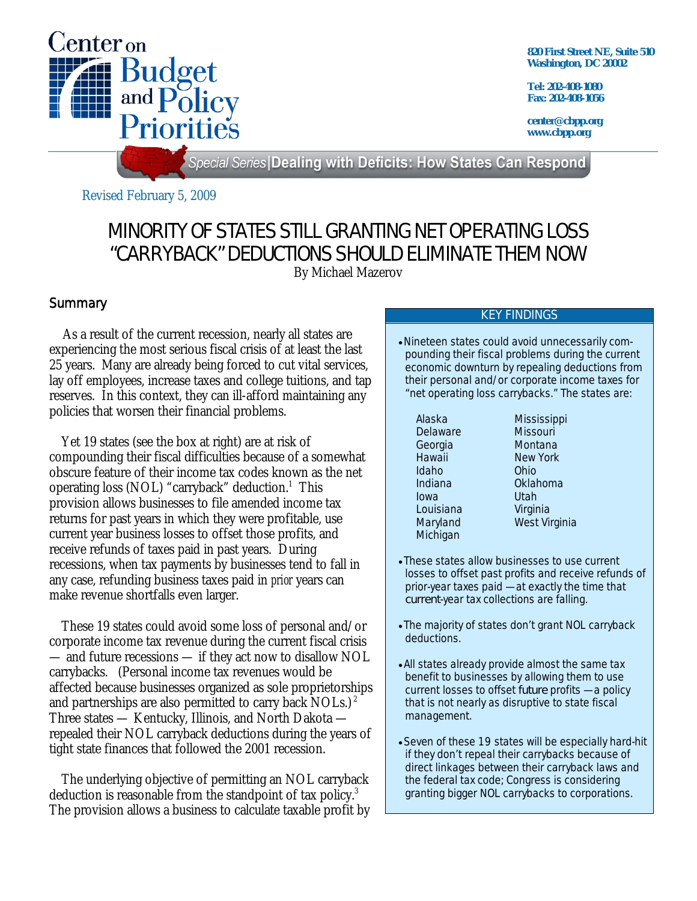Center on Budget and Policy Priorities

820 First Street NE, Suite 510
Washington, DC 20002

Tel: 202-408-1080
Fax: 202-408-1056

center@cbpp.org
www.cbpp.org

Special Series | Dealing with Deficits: How States Can Respond

Revised February 5, 2009

# MINORITY OF STATES STILL GRANTING NET OPERATING LOSS "CARRYBACK" DEDUCTIONS SHOULD ELIMINATE THEM NOW

By Michael Mazerov

## Summary

As a result of the current recession, nearly all states are experiencing the most serious fiscal crisis of at least the last 25 years. Many are already being forced to cut vital services, lay off employees, increase taxes and college tuitions, and tap reserves. In this context, they can ill-afford maintaining any policies that worsen their financial problems.

Yet 19 states (see the box at right) are at risk of compounding their fiscal difficulties because of a somewhat obscure feature of their income tax codes known as the net operating loss (NOL) "carryback" deduction.[1] This provision allows businesses to file amended income tax returns for past years in which they were profitable, use current year business losses to offset those profits, and receive refunds of taxes paid in past years. During recessions, when tax payments by businesses tend to fall in any case, refunding business taxes paid in *prior* years can make revenue shortfalls even larger.

These 19 states could avoid some loss of personal and/or corporate income tax revenue during the current fiscal crisis — and future recessions — if they act now to disallow NOL carrybacks. (Personal income tax revenues would be affected because businesses organized as sole proprietorships and partnerships are also permitted to carry back NOLs.)[2] Three states — Kentucky, Illinois, and North Dakota — repealed their NOL carryback deductions during the years of tight state finances that followed the 2001 recession.

The underlying objective of permitting an NOL carryback deduction is reasonable from the standpoint of tax policy.[3] The provision allows a business to calculate taxable profit by

> **KEY FINDINGS**
>
> - Nineteen states could avoid unnecessarily compounding their fiscal problems during the current economic downturn by repealing deductions from their personal and/or corporate income taxes for "net operating loss carrybacks." The states are:
>
> | | |
> |---|---|
> | Alaska | Mississippi |
> | Delaware | Missouri |
> | Georgia | Montana |
> | Hawaii | New York |
> | Idaho | Ohio |
> | Indiana | Oklahoma |
> | Iowa | Utah |
> | Louisiana | Virginia |
> | Maryland | West Virginia |
> | Michigan | |
>
> - These states allow businesses to use current losses to offset past profits and receive refunds of prior-year taxes paid — at exactly the time that *current*-year tax collections are falling.
> - The majority of states don't grant NOL carryback deductions.
> - All states already provide almost the same tax benefit to businesses by allowing them to use current losses to offset *future* profits — a policy that is not nearly as disruptive to state fiscal management.
> - Seven of these 19 states will be especially hard-hit if they don't repeal their carrybacks because of direct linkages between their carryback laws and the federal tax code; Congress is considering granting bigger NOL carrybacks to corporations.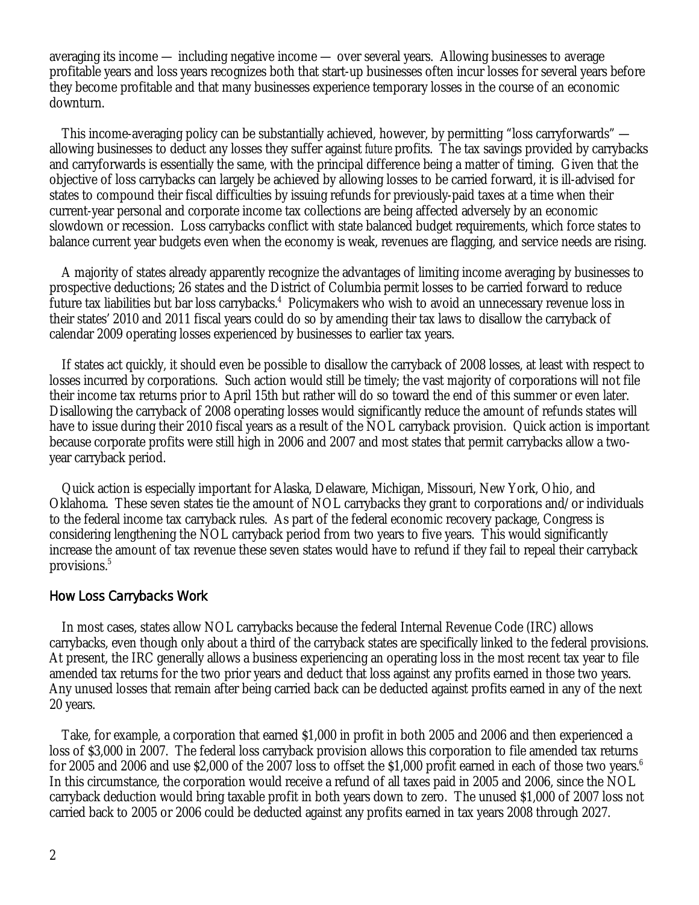averaging its income — including negative income — over several years. Allowing businesses to average profitable years and loss years recognizes both that start-up businesses often incur losses for several years before they become profitable and that many businesses experience temporary losses in the course of an economic downturn.

This income-averaging policy can be substantially achieved, however, by permitting "loss carryforwards" — allowing businesses to deduct any losses they suffer against *future* profits. The tax savings provided by carrybacks and carryforwards is essentially the same, with the principal difference being a matter of timing. Given that the objective of loss carrybacks can largely be achieved by allowing losses to be carried forward, it is ill-advised for states to compound their fiscal difficulties by issuing refunds for previously-paid taxes at a time when their current-year personal and corporate income tax collections are being affected adversely by an economic slowdown or recession. Loss carrybacks conflict with state balanced budget requirements, which force states to balance current year budgets even when the economy is weak, revenues are flagging, and service needs are rising.

A majority of states already apparently recognize the advantages of limiting income averaging by businesses to prospective deductions; 26 states and the District of Columbia permit losses to be carried forward to reduce future tax liabilities but bar loss carrybacks.[4] Policymakers who wish to avoid an unnecessary revenue loss in their states' 2010 and 2011 fiscal years could do so by amending their tax laws to disallow the carryback of calendar 2009 operating losses experienced by businesses to earlier tax years.

If states act quickly, it should even be possible to disallow the carryback of 2008 losses, at least with respect to losses incurred by corporations. Such action would still be timely; the vast majority of corporations will not file their income tax returns prior to April 15th but rather will do so toward the end of this summer or even later. Disallowing the carryback of 2008 operating losses would significantly reduce the amount of refunds states will have to issue during their 2010 fiscal years as a result of the NOL carryback provision. Quick action is important because corporate profits were still high in 2006 and 2007 and most states that permit carrybacks allow a two-year carryback period.

Quick action is especially important for Alaska, Delaware, Michigan, Missouri, New York, Ohio, and Oklahoma. These seven states tie the amount of NOL carrybacks they grant to corporations and/or individuals to the federal income tax carryback rules. As part of the federal economic recovery package, Congress is considering lengthening the NOL carryback period from two years to five years. This would significantly increase the amount of tax revenue these seven states would have to refund if they fail to repeal their carryback provisions.[5]

## How Loss Carrybacks Work

In most cases, states allow NOL carrybacks because the federal Internal Revenue Code (IRC) allows carrybacks, even though only about a third of the carryback states are specifically linked to the federal provisions. At present, the IRC generally allows a business experiencing an operating loss in the most recent tax year to file amended tax returns for the two prior years and deduct that loss against any profits earned in those two years. Any unused losses that remain after being carried back can be deducted against profits earned in any of the next 20 years.

Take, for example, a corporation that earned $1,000 in profit in both 2005 and 2006 and then experienced a loss of $3,000 in 2007. The federal loss carryback provision allows this corporation to file amended tax returns for 2005 and 2006 and use $2,000 of the 2007 loss to offset the $1,000 profit earned in each of those two years.[6] In this circumstance, the corporation would receive a refund of all taxes paid in 2005 and 2006, since the NOL carryback deduction would bring taxable profit in both years down to zero. The unused $1,000 of 2007 loss not carried back to 2005 or 2006 could be deducted against any profits earned in tax years 2008 through 2027.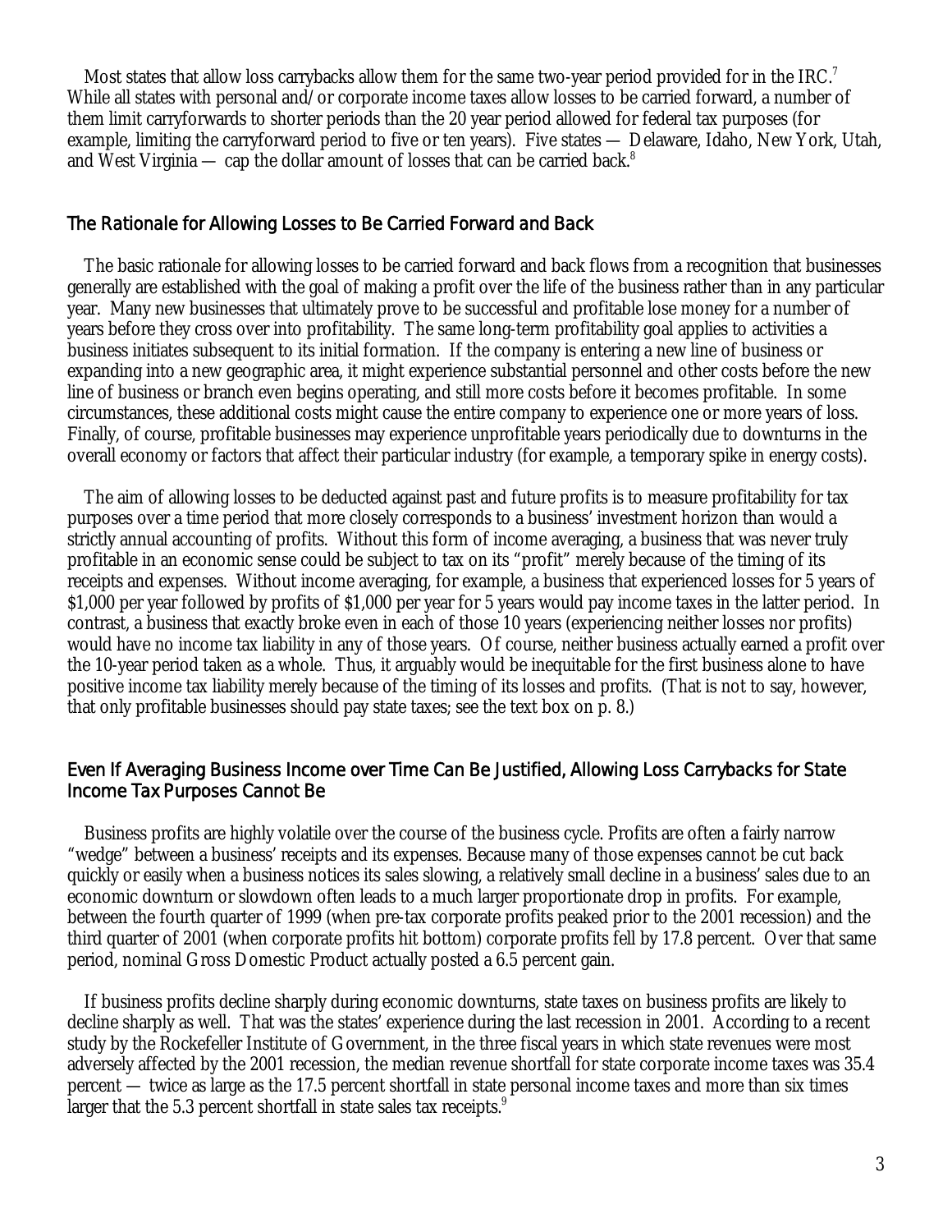Most states that allow loss carrybacks allow them for the same two-year period provided for in the IRC.[7] While all states with personal and/or corporate income taxes allow losses to be carried forward, a number of them limit carryforwards to shorter periods than the 20 year period allowed for federal tax purposes (for example, limiting the carryforward period to five or ten years). Five states — Delaware, Idaho, New York, Utah, and West Virginia — cap the dollar amount of losses that can be carried back.[8]

## The Rationale for Allowing Losses to Be Carried Forward and Back

The basic rationale for allowing losses to be carried forward and back flows from a recognition that businesses generally are established with the goal of making a profit over the life of the business rather than in any particular year. Many new businesses that ultimately prove to be successful and profitable lose money for a number of years before they cross over into profitability. The same long-term profitability goal applies to activities a business initiates subsequent to its initial formation. If the company is entering a new line of business or expanding into a new geographic area, it might experience substantial personnel and other costs before the new line of business or branch even begins operating, and still more costs before it becomes profitable. In some circumstances, these additional costs might cause the entire company to experience one or more years of loss. Finally, of course, profitable businesses may experience unprofitable years periodically due to downturns in the overall economy or factors that affect their particular industry (for example, a temporary spike in energy costs).

The aim of allowing losses to be deducted against past and future profits is to measure profitability for tax purposes over a time period that more closely corresponds to a business' investment horizon than would a strictly annual accounting of profits. Without this form of income averaging, a business that was never truly profitable in an economic sense could be subject to tax on its "profit" merely because of the timing of its receipts and expenses. Without income averaging, for example, a business that experienced losses for 5 years of $1,000 per year followed by profits of $1,000 per year for 5 years would pay income taxes in the latter period. In contrast, a business that exactly broke even in each of those 10 years (experiencing neither losses nor profits) would have no income tax liability in any of those years. Of course, neither business actually earned a profit over the 10-year period taken as a whole. Thus, it arguably would be inequitable for the first business alone to have positive income tax liability merely because of the timing of its losses and profits. (That is not to say, however, that only profitable businesses should pay state taxes; see the text box on p. 8.)

## Even If Averaging Business Income over Time Can Be Justified, Allowing Loss Carrybacks for State Income Tax Purposes Cannot Be

Business profits are highly volatile over the course of the business cycle. Profits are often a fairly narrow "wedge" between a business' receipts and its expenses. Because many of those expenses cannot be cut back quickly or easily when a business notices its sales slowing, a relatively small decline in a business' sales due to an economic downturn or slowdown often leads to a much larger proportionate drop in profits. For example, between the fourth quarter of 1999 (when pre-tax corporate profits peaked prior to the 2001 recession) and the third quarter of 2001 (when corporate profits hit bottom) corporate profits fell by 17.8 percent. Over that same period, nominal Gross Domestic Product actually posted a 6.5 percent gain.

If business profits decline sharply during economic downturns, state taxes on business profits are likely to decline sharply as well. That was the states' experience during the last recession in 2001. According to a recent study by the Rockefeller Institute of Government, in the three fiscal years in which state revenues were most adversely affected by the 2001 recession, the median revenue shortfall for state corporate income taxes was 35.4 percent — twice as large as the 17.5 percent shortfall in state personal income taxes and more than six times larger that the 5.3 percent shortfall in state sales tax receipts.[9]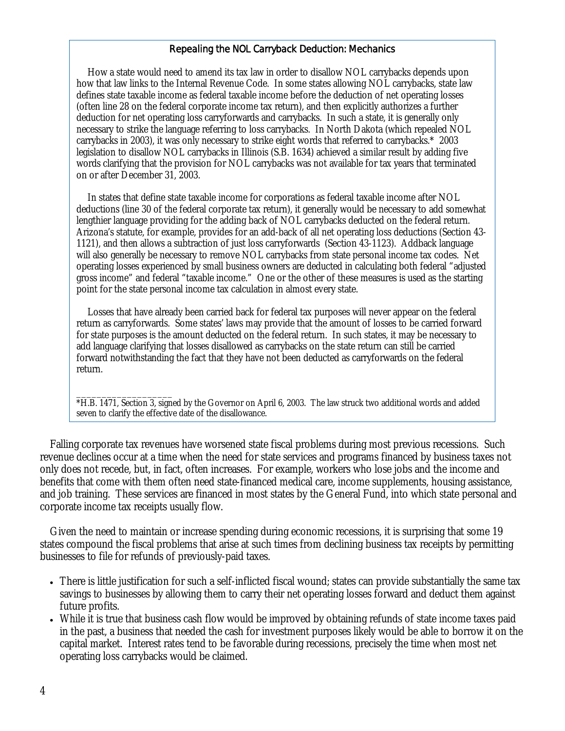### Repealing the NOL Carryback Deduction: Mechanics

How a state would need to amend its tax law in order to disallow NOL carrybacks depends upon how that law links to the Internal Revenue Code. In some states allowing NOL carrybacks, state law defines state taxable income as federal taxable income before the deduction of net operating losses (often line 28 on the federal corporate income tax return), and then explicitly authorizes a further deduction for net operating loss carryforwards and carrybacks. In such a state, it is generally only necessary to strike the language referring to loss carrybacks. In North Dakota (which repealed NOL carrybacks in 2003), it was only necessary to strike eight words that referred to carrybacks.* 2003 legislation to disallow NOL carrybacks in Illinois (S.B. 1634) achieved a similar result by adding five words clarifying that the provision for NOL carrybacks was not available for tax years that terminated on or after December 31, 2003.

In states that define state taxable income for corporations as federal taxable income after NOL deductions (line 30 of the federal corporate tax return), it generally would be necessary to add somewhat lengthier language providing for the adding back of NOL carrybacks deducted on the federal return. Arizona's statute, for example, provides for an add-back of all net operating loss deductions (Section 43-1121), and then allows a subtraction of just loss carryforwards (Section 43-1123). Addback language will also generally be necessary to remove NOL carrybacks from state personal income tax codes. Net operating losses experienced by small business owners are deducted in calculating both federal "adjusted gross income" and federal "taxable income." One or the other of these measures is used as the starting point for the state personal income tax calculation in almost every state.

Losses that have already been carried back for federal tax purposes will never appear on the federal return as carryforwards. Some states' laws may provide that the amount of losses to be carried forward for state purposes is the amount deducted on the federal return. In such states, it may be necessary to add language clarifying that losses disallowed as carrybacks on the state return can still be carried forward notwithstanding the fact that they have not been deducted as carryforwards on the federal return.

___________________

*H.B. 1471, Section 3, signed by the Governor on April 6, 2003. The law struck two additional words and added seven to clarify the effective date of the disallowance.

Falling corporate tax revenues have worsened state fiscal problems during most previous recessions. Such revenue declines occur at a time when the need for state services and programs financed by business taxes not only does not recede, but, in fact, often increases. For example, workers who lose jobs and the income and benefits that come with them often need state-financed medical care, income supplements, housing assistance, and job training. These services are financed in most states by the General Fund, into which state personal and corporate income tax receipts usually flow.

Given the need to maintain or increase spending during economic recessions, it is surprising that some 19 states compound the fiscal problems that arise at such times from declining business tax receipts by permitting businesses to file for refunds of previously-paid taxes.

- There is little justification for such a self-inflicted fiscal wound; states can provide substantially the same tax savings to businesses by allowing them to carry their net operating losses forward and deduct them against future profits.
- While it is true that business cash flow would be improved by obtaining refunds of state income taxes paid in the past, a business that needed the cash for investment purposes likely would be able to borrow it on the capital market. Interest rates tend to be favorable during recessions, precisely the time when most net operating loss carrybacks would be claimed.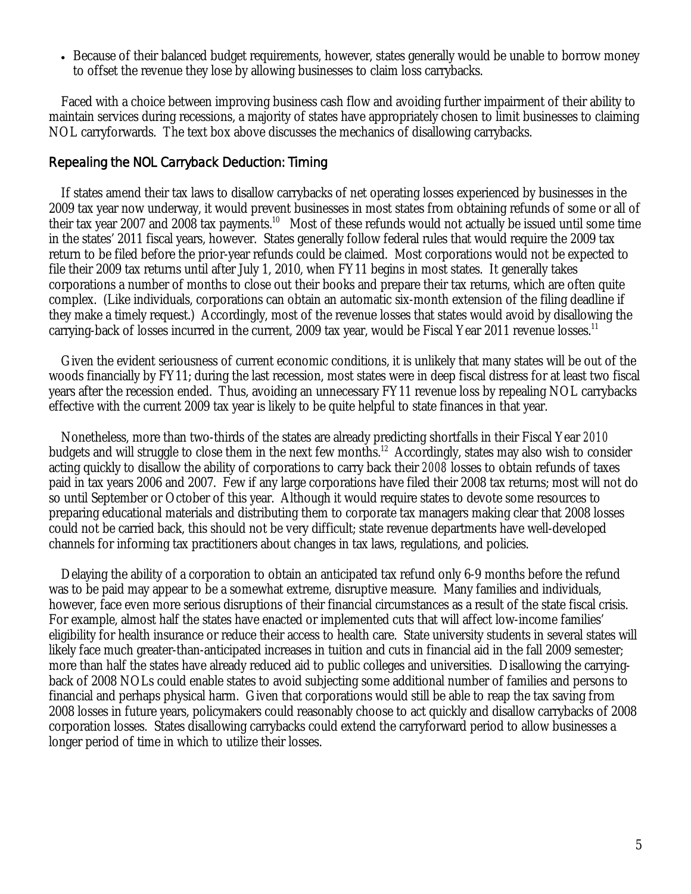- Because of their balanced budget requirements, however, states generally would be unable to borrow money to offset the revenue they lose by allowing businesses to claim loss carrybacks.

Faced with a choice between improving business cash flow and avoiding further impairment of their ability to maintain services during recessions, a majority of states have appropriately chosen to limit businesses to claiming NOL carryforwards. The text box above discusses the mechanics of disallowing carrybacks.

## Repealing the NOL Carryback Deduction: Timing

If states amend their tax laws to disallow carrybacks of net operating losses experienced by businesses in the 2009 tax year now underway, it would prevent businesses in most states from obtaining refunds of some or all of their tax year 2007 and 2008 tax payments.[10] Most of these refunds would not actually be issued until some time in the states' 2011 fiscal years, however. States generally follow federal rules that would require the 2009 tax return to be filed before the prior-year refunds could be claimed. Most corporations would not be expected to file their 2009 tax returns until after July 1, 2010, when FY11 begins in most states. It generally takes corporations a number of months to close out their books and prepare their tax returns, which are often quite complex. (Like individuals, corporations can obtain an automatic six-month extension of the filing deadline if they make a timely request.) Accordingly, most of the revenue losses that states would avoid by disallowing the carrying-back of losses incurred in the current, 2009 tax year, would be Fiscal Year 2011 revenue losses.[11]

Given the evident seriousness of current economic conditions, it is unlikely that many states will be out of the woods financially by FY11; during the last recession, most states were in deep fiscal distress for at least two fiscal years after the recession ended. Thus, avoiding an unnecessary FY11 revenue loss by repealing NOL carrybacks effective with the current 2009 tax year is likely to be quite helpful to state finances in that year.

Nonetheless, more than two-thirds of the states are already predicting shortfalls in their Fiscal Year *2010* budgets and will struggle to close them in the next few months.[12] Accordingly, states may also wish to consider acting quickly to disallow the ability of corporations to carry back their *2008* losses to obtain refunds of taxes paid in tax years 2006 and 2007. Few if any large corporations have filed their 2008 tax returns; most will not do so until September or October of this year. Although it would require states to devote some resources to preparing educational materials and distributing them to corporate tax managers making clear that 2008 losses could not be carried back, this should not be very difficult; state revenue departments have well-developed channels for informing tax practitioners about changes in tax laws, regulations, and policies.

Delaying the ability of a corporation to obtain an anticipated tax refund only 6-9 months before the refund was to be paid may appear to be a somewhat extreme, disruptive measure. Many families and individuals, however, face even more serious disruptions of their financial circumstances as a result of the state fiscal crisis. For example, almost half the states have enacted or implemented cuts that will affect low-income families' eligibility for health insurance or reduce their access to health care. State university students in several states will likely face much greater-than-anticipated increases in tuition and cuts in financial aid in the fall 2009 semester; more than half the states have already reduced aid to public colleges and universities. Disallowing the carrying-back of 2008 NOLs could enable states to avoid subjecting some additional number of families and persons to financial and perhaps physical harm. Given that corporations would still be able to reap the tax saving from 2008 losses in future years, policymakers could reasonably choose to act quickly and disallow carrybacks of 2008 corporation losses. States disallowing carrybacks could extend the carryforward period to allow businesses a longer period of time in which to utilize their losses.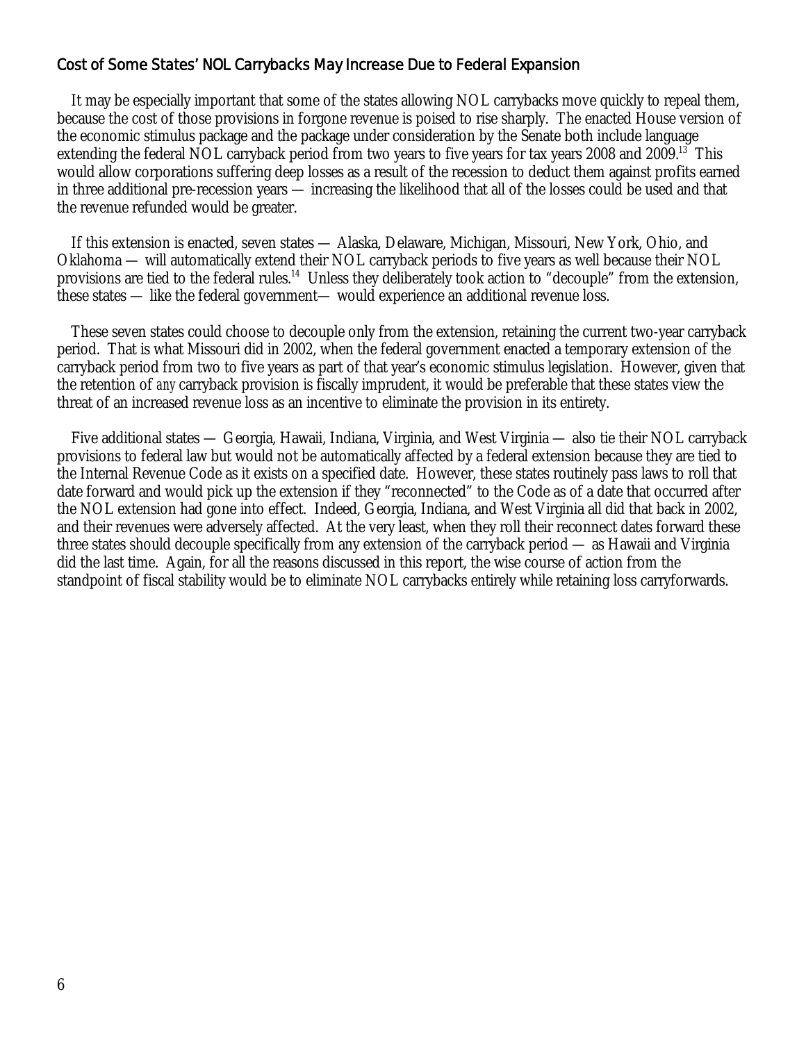## Cost of Some States' NOL Carrybacks May Increase Due to Federal Expansion

It may be especially important that some of the states allowing NOL carrybacks move quickly to repeal them, because the cost of those provisions in forgone revenue is poised to rise sharply. The enacted House version of the economic stimulus package and the package under consideration by the Senate both include language extending the federal NOL carryback period from two years to five years for tax years 2008 and 2009.[13] This would allow corporations suffering deep losses as a result of the recession to deduct them against profits earned in three additional pre-recession years — increasing the likelihood that all of the losses could be used and that the revenue refunded would be greater.

If this extension is enacted, seven states — Alaska, Delaware, Michigan, Missouri, New York, Ohio, and Oklahoma — will automatically extend their NOL carryback periods to five years as well because their NOL provisions are tied to the federal rules.[14] Unless they deliberately took action to "decouple" from the extension, these states — like the federal government— would experience an additional revenue loss.

These seven states could choose to decouple only from the extension, retaining the current two-year carryback period. That is what Missouri did in 2002, when the federal government enacted a temporary extension of the carryback period from two to five years as part of that year's economic stimulus legislation. However, given that the retention of *any* carryback provision is fiscally imprudent, it would be preferable that these states view the threat of an increased revenue loss as an incentive to eliminate the provision in its entirety.

Five additional states — Georgia, Hawaii, Indiana, Virginia, and West Virginia — also tie their NOL carryback provisions to federal law but would not be automatically affected by a federal extension because they are tied to the Internal Revenue Code as it exists on a specified date. However, these states routinely pass laws to roll that date forward and would pick up the extension if they "reconnected" to the Code as of a date that occurred after the NOL extension had gone into effect. Indeed, Georgia, Indiana, and West Virginia all did that back in 2002, and their revenues were adversely affected. At the very least, when they roll their reconnect dates forward these three states should decouple specifically from any extension of the carryback period — as Hawaii and Virginia did the last time. Again, for all the reasons discussed in this report, the wise course of action from the standpoint of fiscal stability would be to eliminate NOL carrybacks entirely while retaining loss carryforwards.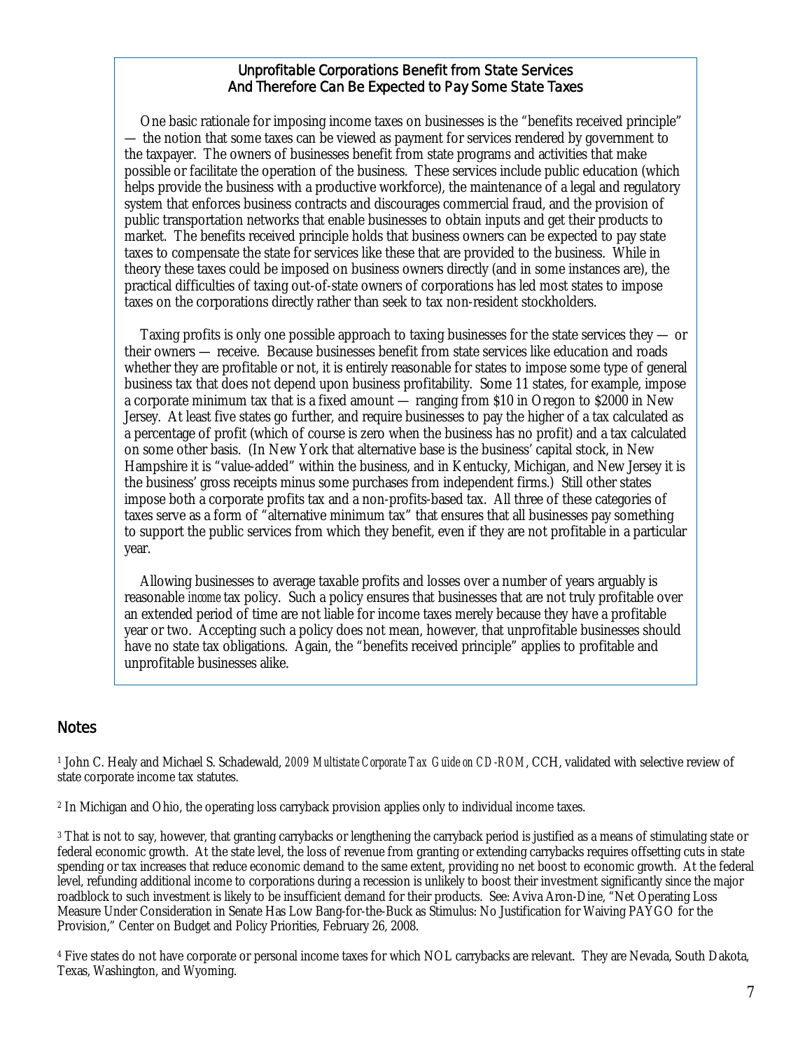### Unprofitable Corporations Benefit from State Services And Therefore Can Be Expected to Pay Some State Taxes

One basic rationale for imposing income taxes on businesses is the "benefits received principle" — the notion that some taxes can be viewed as payment for services rendered by government to the taxpayer. The owners of businesses benefit from state programs and activities that make possible or facilitate the operation of the business. These services include public education (which helps provide the business with a productive workforce), the maintenance of a legal and regulatory system that enforces business contracts and discourages commercial fraud, and the provision of public transportation networks that enable businesses to obtain inputs and get their products to market. The benefits received principle holds that business owners can be expected to pay state taxes to compensate the state for services like these that are provided to the business. While in theory these taxes could be imposed on business owners directly (and in some instances are), the practical difficulties of taxing out-of-state owners of corporations has led most states to impose taxes on the corporations directly rather than seek to tax non-resident stockholders.

Taxing profits is only one possible approach to taxing businesses for the state services they — or their owners — receive. Because businesses benefit from state services like education and roads whether they are profitable or not, it is entirely reasonable for states to impose some type of general business tax that does not depend upon business profitability. Some 11 states, for example, impose a corporate minimum tax that is a fixed amount — ranging from $10 in Oregon to $2000 in New Jersey. At least five states go further, and require businesses to pay the higher of a tax calculated as a percentage of profit (which of course is zero when the business has no profit) and a tax calculated on some other basis. (In New York that alternative base is the business' capital stock, in New Hampshire it is "value-added" within the business, and in Kentucky, Michigan, and New Jersey it is the business' gross receipts minus some purchases from independent firms.) Still other states impose both a corporate profits tax and a non-profits-based tax. All three of these categories of taxes serve as a form of "alternative minimum tax" that ensures that all businesses pay something to support the public services from which they benefit, even if they are not profitable in a particular year.

Allowing businesses to average taxable profits and losses over a number of years arguably is reasonable *income* tax policy. Such a policy ensures that businesses that are not truly profitable over an extended period of time are not liable for income taxes merely because they have a profitable year or two. Accepting such a policy does not mean, however, that unprofitable businesses should have no state tax obligations. Again, the "benefits received principle" applies to profitable and unprofitable businesses alike.

## Notes

[1] John C. Healy and Michael S. Schadewald, *2009 Multistate Corporate Tax Guide on CD-ROM*, CCH, validated with selective review of state corporate income tax statutes.

[2] In Michigan and Ohio, the operating loss carryback provision applies only to individual income taxes.

[3] That is not to say, however, that granting carrybacks or lengthening the carryback period is justified as a means of stimulating state or federal economic growth. At the state level, the loss of revenue from granting or extending carrybacks requires offsetting cuts in state spending or tax increases that reduce economic demand to the same extent, providing no net boost to economic growth. At the federal level, refunding additional income to corporations during a recession is unlikely to boost their investment significantly since the major roadblock to such investment is likely to be insufficient demand for their products. See: Aviva Aron-Dine, "Net Operating Loss Measure Under Consideration in Senate Has Low Bang-for-the-Buck as Stimulus: No Justification for Waiving PAYGO for the Provision," Center on Budget and Policy Priorities, February 26, 2008.

[4] Five states do not have corporate or personal income taxes for which NOL carrybacks are relevant. They are Nevada, South Dakota, Texas, Washington, and Wyoming.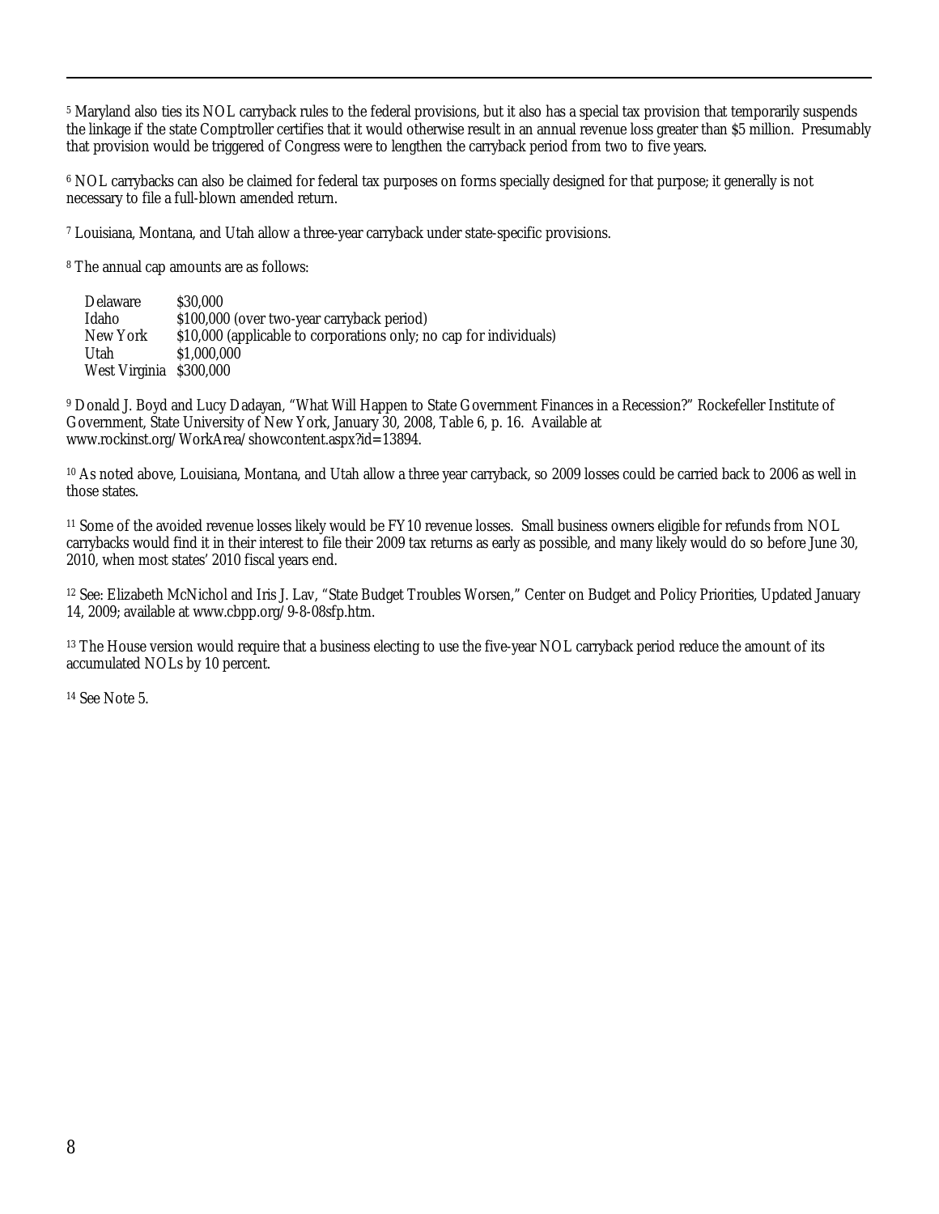[5] Maryland also ties its NOL carryback rules to the federal provisions, but it also has a special tax provision that temporarily suspends the linkage if the state Comptroller certifies that it would otherwise result in an annual revenue loss greater than $5 million. Presumably that provision would be triggered of Congress were to lengthen the carryback period from two to five years.

[6] NOL carrybacks can also be claimed for federal tax purposes on forms specially designed for that purpose; it generally is not necessary to file a full-blown amended return.

[7] Louisiana, Montana, and Utah allow a three-year carryback under state-specific provisions.

[8] The annual cap amounts are as follows:

| | |
|---|---|
| Delaware | $30,000 |
| Idaho | $100,000 (over two-year carryback period) |
| New York | $10,000 (applicable to corporations only; no cap for individuals) |
| Utah | $1,000,000 |
| West Virginia | $300,000 |

[9] Donald J. Boyd and Lucy Dadayan, "What Will Happen to State Government Finances in a Recession?" Rockefeller Institute of Government, State University of New York, January 30, 2008, Table 6, p. 16. Available at www.rockinst.org/WorkArea/showcontent.aspx?id=13894.

[10] As noted above, Louisiana, Montana, and Utah allow a three year carryback, so 2009 losses could be carried back to 2006 as well in those states.

[11] Some of the avoided revenue losses likely would be FY10 revenue losses. Small business owners eligible for refunds from NOL carrybacks would find it in their interest to file their 2009 tax returns as early as possible, and many likely would do so before June 30, 2010, when most states' 2010 fiscal years end.

[12] See: Elizabeth McNichol and Iris J. Lav, "State Budget Troubles Worsen," Center on Budget and Policy Priorities, Updated January 14, 2009; available at www.cbpp.org/9-8-08sfp.htm.

[13] The House version would require that a business electing to use the five-year NOL carryback period reduce the amount of its accumulated NOLs by 10 percent.

[14] See Note 5.